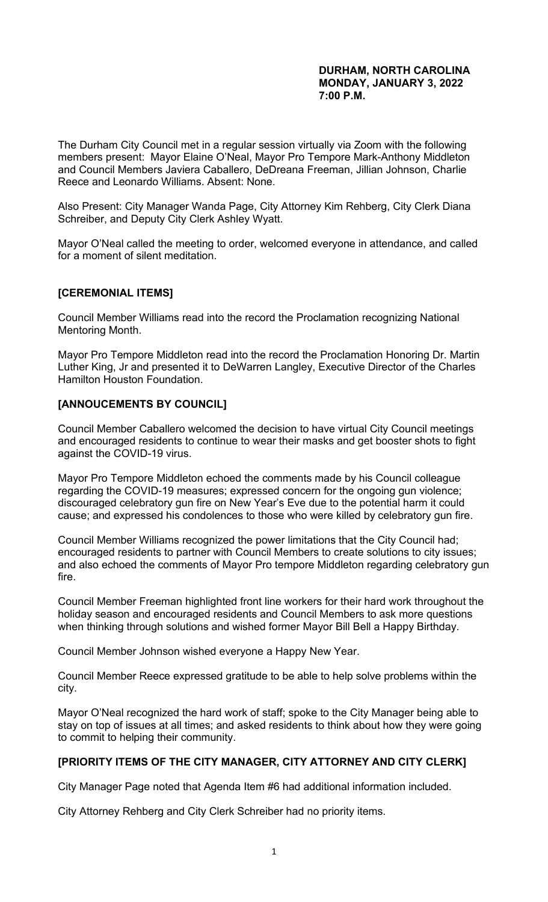**DURHAM, NORTH CAROLINA**
**MONDAY, JANUARY 3, 2022**
**7:00 P.M.**

The Durham City Council met in a regular session virtually via Zoom with the following members present: Mayor Elaine O'Neal, Mayor Pro Tempore Mark-Anthony Middleton and Council Members Javiera Caballero, DeDreana Freeman, Jillian Johnson, Charlie Reece and Leonardo Williams. Absent: None.

Also Present: City Manager Wanda Page, City Attorney Kim Rehberg, City Clerk Diana Schreiber, and Deputy City Clerk Ashley Wyatt.

Mayor O'Neal called the meeting to order, welcomed everyone in attendance, and called for a moment of silent meditation.

**[CEREMONIAL ITEMS]**

Council Member Williams read into the record the Proclamation recognizing National Mentoring Month.

Mayor Pro Tempore Middleton read into the record the Proclamation Honoring Dr. Martin Luther King, Jr and presented it to DeWarren Langley, Executive Director of the Charles Hamilton Houston Foundation.

**[ANNOUCEMENTS BY COUNCIL]**

Council Member Caballero welcomed the decision to have virtual City Council meetings and encouraged residents to continue to wear their masks and get booster shots to fight against the COVID-19 virus.

Mayor Pro Tempore Middleton echoed the comments made by his Council colleague regarding the COVID-19 measures; expressed concern for the ongoing gun violence; discouraged celebratory gun fire on New Year's Eve due to the potential harm it could cause; and expressed his condolences to those who were killed by celebratory gun fire.

Council Member Williams recognized the power limitations that the City Council had; encouraged residents to partner with Council Members to create solutions to city issues; and also echoed the comments of Mayor Pro tempore Middleton regarding celebratory gun fire.

Council Member Freeman highlighted front line workers for their hard work throughout the holiday season and encouraged residents and Council Members to ask more questions when thinking through solutions and wished former Mayor Bill Bell a Happy Birthday.

Council Member Johnson wished everyone a Happy New Year.

Council Member Reece expressed gratitude to be able to help solve problems within the city.

Mayor O'Neal recognized the hard work of staff; spoke to the City Manager being able to stay on top of issues at all times; and asked residents to think about how they were going to commit to helping their community.

**[PRIORITY ITEMS OF THE CITY MANAGER, CITY ATTORNEY AND CITY CLERK]**

City Manager Page noted that Agenda Item #6 had additional information included.

City Attorney Rehberg and City Clerk Schreiber had no priority items.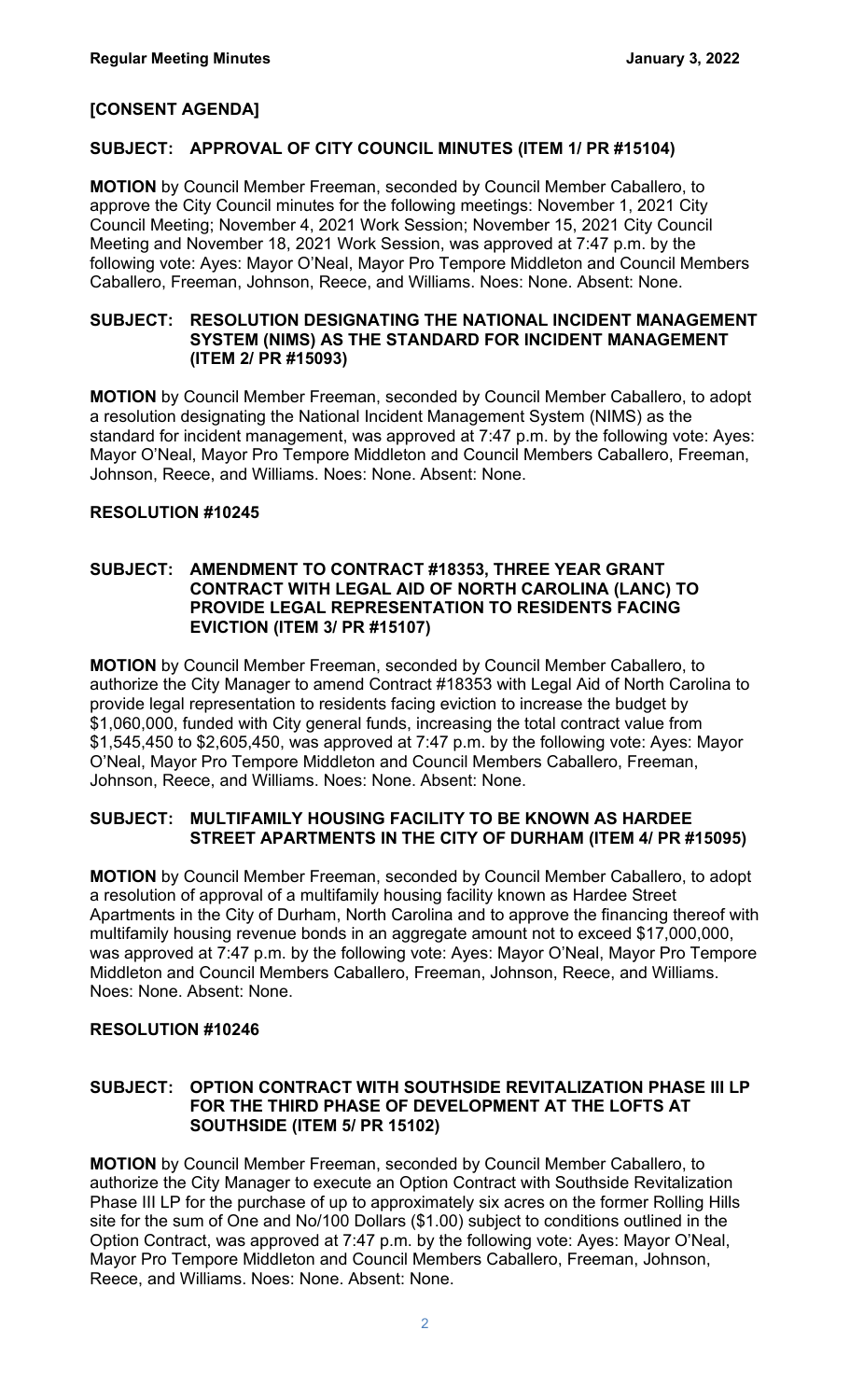**[CONSENT AGENDA]**

**SUBJECT: APPROVAL OF CITY COUNCIL MINUTES (ITEM 1/ PR #15104)**

**MOTION** by Council Member Freeman, seconded by Council Member Caballero, to approve the City Council minutes for the following meetings: November 1, 2021 City Council Meeting; November 4, 2021 Work Session; November 15, 2021 City Council Meeting and November 18, 2021 Work Session, was approved at 7:47 p.m. by the following vote: Ayes: Mayor O'Neal, Mayor Pro Tempore Middleton and Council Members Caballero, Freeman, Johnson, Reece, and Williams. Noes: None. Absent: None.

**SUBJECT: RESOLUTION DESIGNATING THE NATIONAL INCIDENT MANAGEMENT SYSTEM (NIMS) AS THE STANDARD FOR INCIDENT MANAGEMENT (ITEM 2/ PR #15093)**

**MOTION** by Council Member Freeman, seconded by Council Member Caballero, to adopt a resolution designating the National Incident Management System (NIMS) as the standard for incident management, was approved at 7:47 p.m. by the following vote: Ayes: Mayor O'Neal, Mayor Pro Tempore Middleton and Council Members Caballero, Freeman, Johnson, Reece, and Williams. Noes: None. Absent: None.

**RESOLUTION #10245**

**SUBJECT: AMENDMENT TO CONTRACT #18353, THREE YEAR GRANT CONTRACT WITH LEGAL AID OF NORTH CAROLINA (LANC) TO PROVIDE LEGAL REPRESENTATION TO RESIDENTS FACING EVICTION (ITEM 3/ PR #15107)**

**MOTION** by Council Member Freeman, seconded by Council Member Caballero, to authorize the City Manager to amend Contract #18353 with Legal Aid of North Carolina to provide legal representation to residents facing eviction to increase the budget by $1,060,000, funded with City general funds, increasing the total contract value from $1,545,450 to $2,605,450, was approved at 7:47 p.m. by the following vote: Ayes: Mayor O'Neal, Mayor Pro Tempore Middleton and Council Members Caballero, Freeman, Johnson, Reece, and Williams. Noes: None. Absent: None.

**SUBJECT: MULTIFAMILY HOUSING FACILITY TO BE KNOWN AS HARDEE STREET APARTMENTS IN THE CITY OF DURHAM (ITEM 4/ PR #15095)**

**MOTION** by Council Member Freeman, seconded by Council Member Caballero, to adopt a resolution of approval of a multifamily housing facility known as Hardee Street Apartments in the City of Durham, North Carolina and to approve the financing thereof with multifamily housing revenue bonds in an aggregate amount not to exceed $17,000,000, was approved at 7:47 p.m. by the following vote: Ayes: Mayor O'Neal, Mayor Pro Tempore Middleton and Council Members Caballero, Freeman, Johnson, Reece, and Williams. Noes: None. Absent: None.

**RESOLUTION #10246**

**SUBJECT: OPTION CONTRACT WITH SOUTHSIDE REVITALIZATION PHASE III LP FOR THE THIRD PHASE OF DEVELOPMENT AT THE LOFTS AT SOUTHSIDE (ITEM 5/ PR 15102)**

**MOTION** by Council Member Freeman, seconded by Council Member Caballero, to authorize the City Manager to execute an Option Contract with Southside Revitalization Phase III LP for the purchase of up to approximately six acres on the former Rolling Hills site for the sum of One and No/100 Dollars ($1.00) subject to conditions outlined in the Option Contract, was approved at 7:47 p.m. by the following vote: Ayes: Mayor O'Neal, Mayor Pro Tempore Middleton and Council Members Caballero, Freeman, Johnson, Reece, and Williams. Noes: None. Absent: None.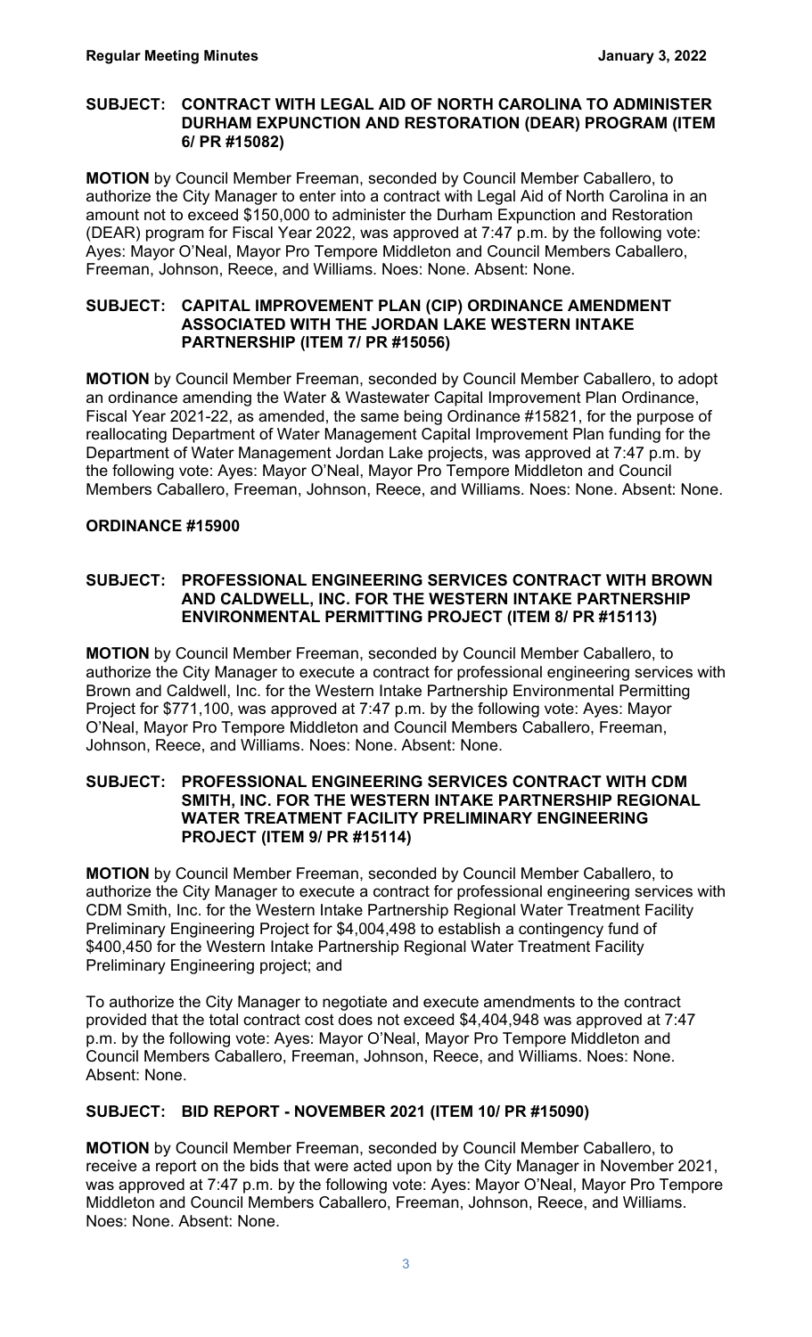**SUBJECT: CONTRACT WITH LEGAL AID OF NORTH CAROLINA TO ADMINISTER DURHAM EXPUNCTION AND RESTORATION (DEAR) PROGRAM (ITEM 6/ PR #15082)**

**MOTION** by Council Member Freeman, seconded by Council Member Caballero, to authorize the City Manager to enter into a contract with Legal Aid of North Carolina in an amount not to exceed $150,000 to administer the Durham Expunction and Restoration (DEAR) program for Fiscal Year 2022, was approved at 7:47 p.m. by the following vote: Ayes: Mayor O'Neal, Mayor Pro Tempore Middleton and Council Members Caballero, Freeman, Johnson, Reece, and Williams. Noes: None. Absent: None.

**SUBJECT: CAPITAL IMPROVEMENT PLAN (CIP) ORDINANCE AMENDMENT ASSOCIATED WITH THE JORDAN LAKE WESTERN INTAKE PARTNERSHIP (ITEM 7/ PR #15056)**

**MOTION** by Council Member Freeman, seconded by Council Member Caballero, to adopt an ordinance amending the Water & Wastewater Capital Improvement Plan Ordinance, Fiscal Year 2021-22, as amended, the same being Ordinance #15821, for the purpose of reallocating Department of Water Management Capital Improvement Plan funding for the Department of Water Management Jordan Lake projects, was approved at 7:47 p.m. by the following vote: Ayes: Mayor O'Neal, Mayor Pro Tempore Middleton and Council Members Caballero, Freeman, Johnson, Reece, and Williams. Noes: None. Absent: None.

**ORDINANCE #15900**

**SUBJECT: PROFESSIONAL ENGINEERING SERVICES CONTRACT WITH BROWN AND CALDWELL, INC. FOR THE WESTERN INTAKE PARTNERSHIP ENVIRONMENTAL PERMITTING PROJECT (ITEM 8/ PR #15113)**

**MOTION** by Council Member Freeman, seconded by Council Member Caballero, to authorize the City Manager to execute a contract for professional engineering services with Brown and Caldwell, Inc. for the Western Intake Partnership Environmental Permitting Project for $771,100, was approved at 7:47 p.m. by the following vote: Ayes: Mayor O'Neal, Mayor Pro Tempore Middleton and Council Members Caballero, Freeman, Johnson, Reece, and Williams. Noes: None. Absent: None.

**SUBJECT: PROFESSIONAL ENGINEERING SERVICES CONTRACT WITH CDM SMITH, INC. FOR THE WESTERN INTAKE PARTNERSHIP REGIONAL WATER TREATMENT FACILITY PRELIMINARY ENGINEERING PROJECT (ITEM 9/ PR #15114)**

**MOTION** by Council Member Freeman, seconded by Council Member Caballero, to authorize the City Manager to execute a contract for professional engineering services with CDM Smith, Inc. for the Western Intake Partnership Regional Water Treatment Facility Preliminary Engineering Project for $4,004,498 to establish a contingency fund of $400,450 for the Western Intake Partnership Regional Water Treatment Facility Preliminary Engineering project; and

To authorize the City Manager to negotiate and execute amendments to the contract provided that the total contract cost does not exceed $4,404,948 was approved at 7:47 p.m. by the following vote: Ayes: Mayor O'Neal, Mayor Pro Tempore Middleton and Council Members Caballero, Freeman, Johnson, Reece, and Williams. Noes: None. Absent: None.

**SUBJECT: BID REPORT - NOVEMBER 2021 (ITEM 10/ PR #15090)**

**MOTION** by Council Member Freeman, seconded by Council Member Caballero, to receive a report on the bids that were acted upon by the City Manager in November 2021, was approved at 7:47 p.m. by the following vote: Ayes: Mayor O'Neal, Mayor Pro Tempore Middleton and Council Members Caballero, Freeman, Johnson, Reece, and Williams. Noes: None. Absent: None.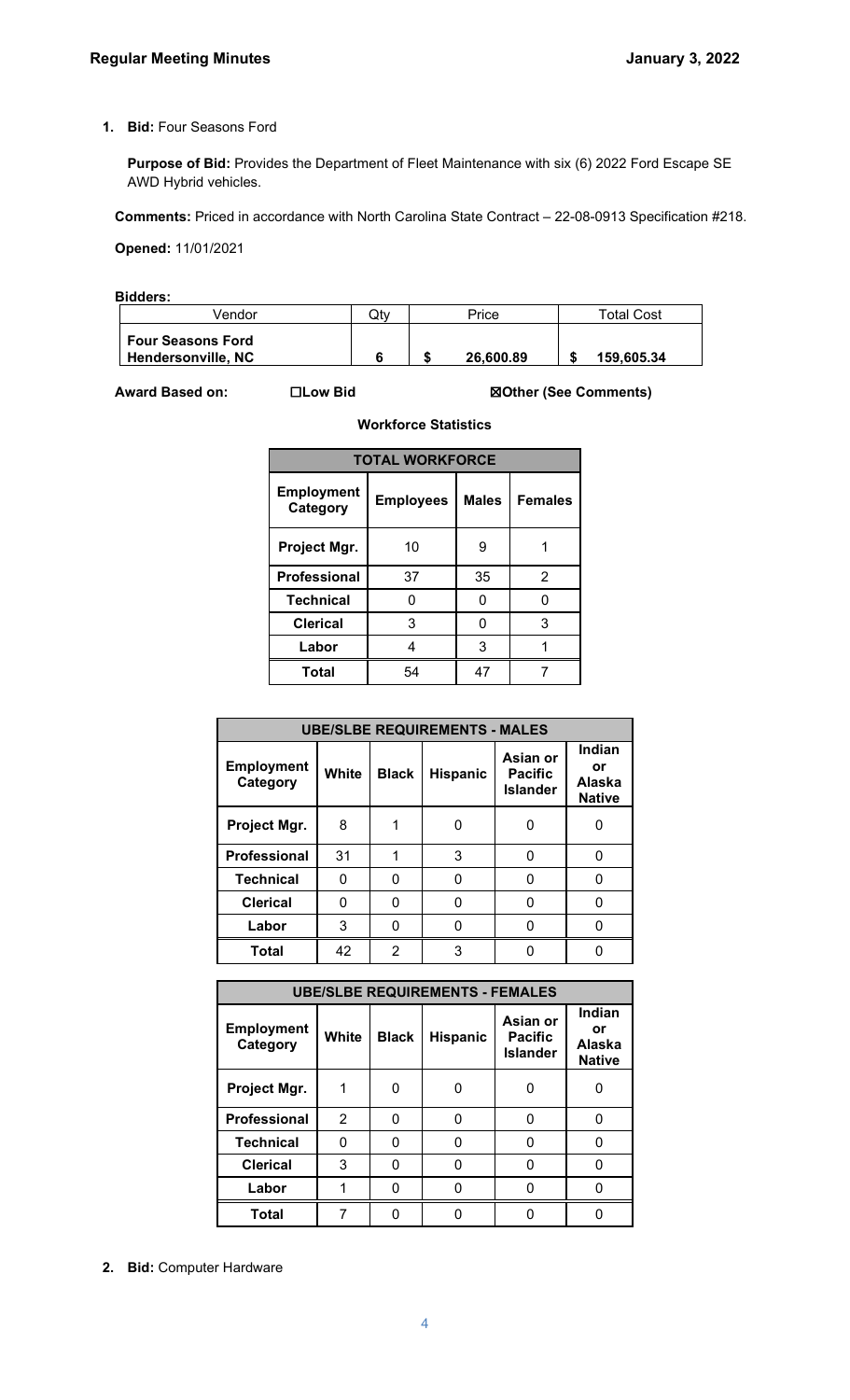1. **Bid:** Four Seasons Ford

   **Purpose of Bid:** Provides the Department of Fleet Maintenance with six (6) 2022 Ford Escape SE AWD Hybrid vehicles.

   **Comments:** Priced in accordance with North Carolina State Contract – 22-08-0913 Specification #218.

   **Opened:** 11/01/2021

**Bidders:**

| Vendor | Qty | Price | Total Cost |
|---|---|---|---|
| **Four Seasons Ford Hendersonville, NC** | **6** | **$ 26,600.89** | **$ 159,605.34** |

**Award Based on:** ☐**Low Bid** ☒**Other (See Comments)**

**Workforce Statistics**

| **TOTAL WORKFORCE** | | | |
|---|---|---|---|
| **Employment Category** | **Employees** | **Males** | **Females** |
| **Project Mgr.** | 10 | 9 | 1 |
| **Professional** | 37 | 35 | 2 |
| **Technical** | 0 | 0 | 0 |
| **Clerical** | 3 | 0 | 3 |
| **Labor** | 4 | 3 | 1 |
| **Total** | 54 | 47 | 7 |

| **UBE/SLBE REQUIREMENTS - MALES** | | | | | |
|---|---|---|---|---|---|
| **Employment Category** | **White** | **Black** | **Hispanic** | **Asian or Pacific Islander** | **Indian or Alaska Native** |
| **Project Mgr.** | 8 | 1 | 0 | 0 | 0 |
| **Professional** | 31 | 1 | 3 | 0 | 0 |
| **Technical** | 0 | 0 | 0 | 0 | 0 |
| **Clerical** | 0 | 0 | 0 | 0 | 0 |
| **Labor** | 3 | 0 | 0 | 0 | 0 |
| **Total** | 42 | 2 | 3 | 0 | 0 |

| **UBE/SLBE REQUIREMENTS - FEMALES** | | | | | |
|---|---|---|---|---|---|
| **Employment Category** | **White** | **Black** | **Hispanic** | **Asian or Pacific Islander** | **Indian or Alaska Native** |
| **Project Mgr.** | 1 | 0 | 0 | 0 | 0 |
| **Professional** | 2 | 0 | 0 | 0 | 0 |
| **Technical** | 0 | 0 | 0 | 0 | 0 |
| **Clerical** | 3 | 0 | 0 | 0 | 0 |
| **Labor** | 1 | 0 | 0 | 0 | 0 |
| **Total** | 7 | 0 | 0 | 0 | 0 |

2. **Bid:** Computer Hardware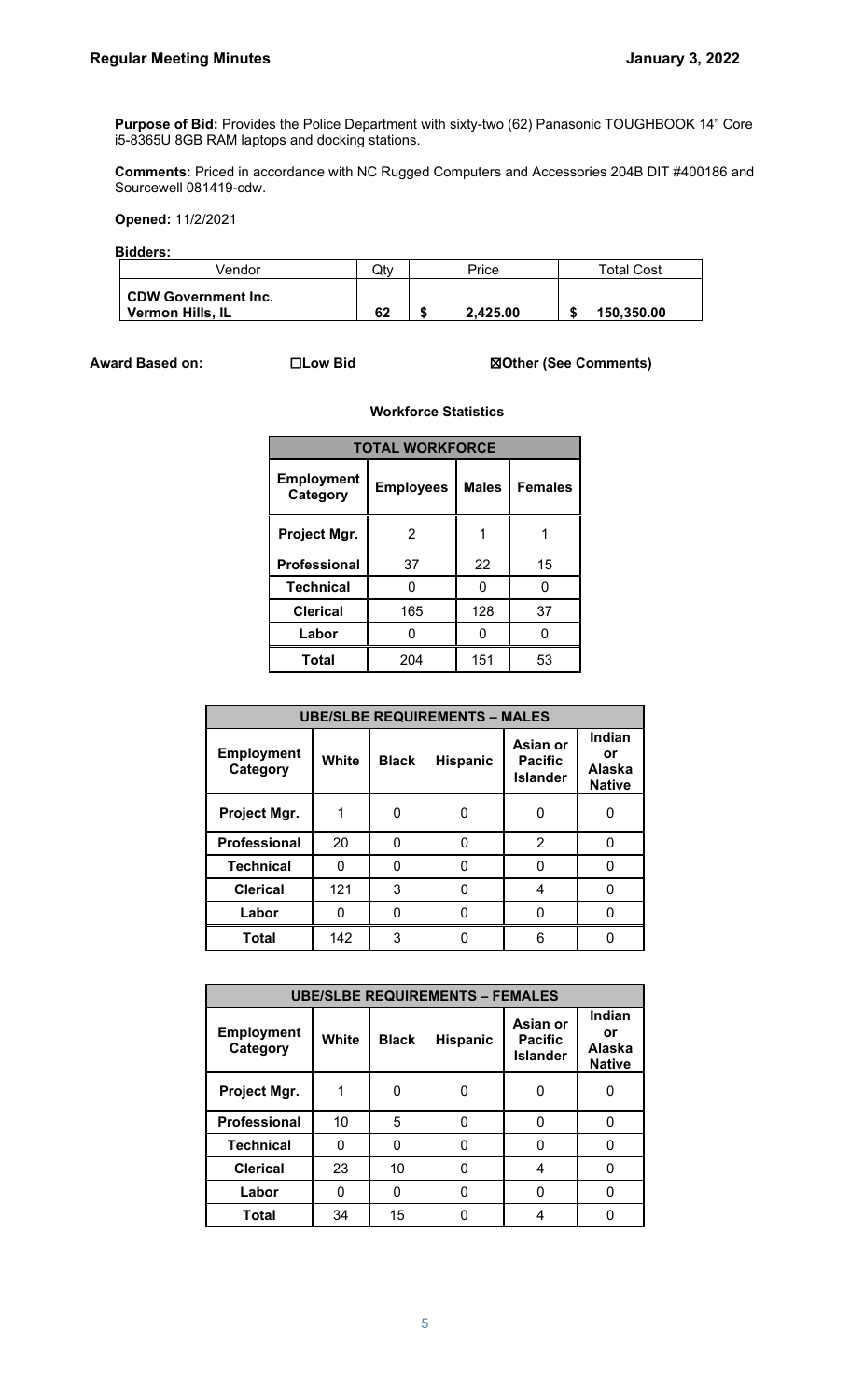**Purpose of Bid:** Provides the Police Department with sixty-two (62) Panasonic TOUGHBOOK 14" Core i5-8365U 8GB RAM laptops and docking stations.

**Comments:** Priced in accordance with NC Rugged Computers and Accessories 204B DIT #400186 and Sourcewell 081419-cdw.

**Opened:** 11/2/2021

**Bidders:**

| Vendor | Qty | Price | Total Cost |
|---|---|---|---|
| **CDW Government Inc. Vermon Hills, IL** | **62** | **$ 2,425.00** | **$ 150,350.00** |

**Award Based on:** ☐**Low Bid** ☒**Other (See Comments)**

**Workforce Statistics**

| TOTAL WORKFORCE | | | |
|---|---|---|---|
| **Employment Category** | **Employees** | **Males** | **Females** |
| **Project Mgr.** | 2 | 1 | 1 |
| **Professional** | 37 | 22 | 15 |
| **Technical** | 0 | 0 | 0 |
| **Clerical** | 165 | 128 | 37 |
| **Labor** | 0 | 0 | 0 |
| **Total** | 204 | 151 | 53 |

| UBE/SLBE REQUIREMENTS – MALES | | | | | |
|---|---|---|---|---|---|
| **Employment Category** | **White** | **Black** | **Hispanic** | **Asian or Pacific Islander** | **Indian or Alaska Native** |
| **Project Mgr.** | 1 | 0 | 0 | 0 | 0 |
| **Professional** | 20 | 0 | 0 | 2 | 0 |
| **Technical** | 0 | 0 | 0 | 0 | 0 |
| **Clerical** | 121 | 3 | 0 | 4 | 0 |
| **Labor** | 0 | 0 | 0 | 0 | 0 |
| **Total** | 142 | 3 | 0 | 6 | 0 |

| UBE/SLBE REQUIREMENTS – FEMALES | | | | | |
|---|---|---|---|---|---|
| **Employment Category** | **White** | **Black** | **Hispanic** | **Asian or Pacific Islander** | **Indian or Alaska Native** |
| **Project Mgr.** | 1 | 0 | 0 | 0 | 0 |
| **Professional** | 10 | 5 | 0 | 0 | 0 |
| **Technical** | 0 | 0 | 0 | 0 | 0 |
| **Clerical** | 23 | 10 | 0 | 4 | 0 |
| **Labor** | 0 | 0 | 0 | 0 | 0 |
| **Total** | 34 | 15 | 0 | 4 | 0 |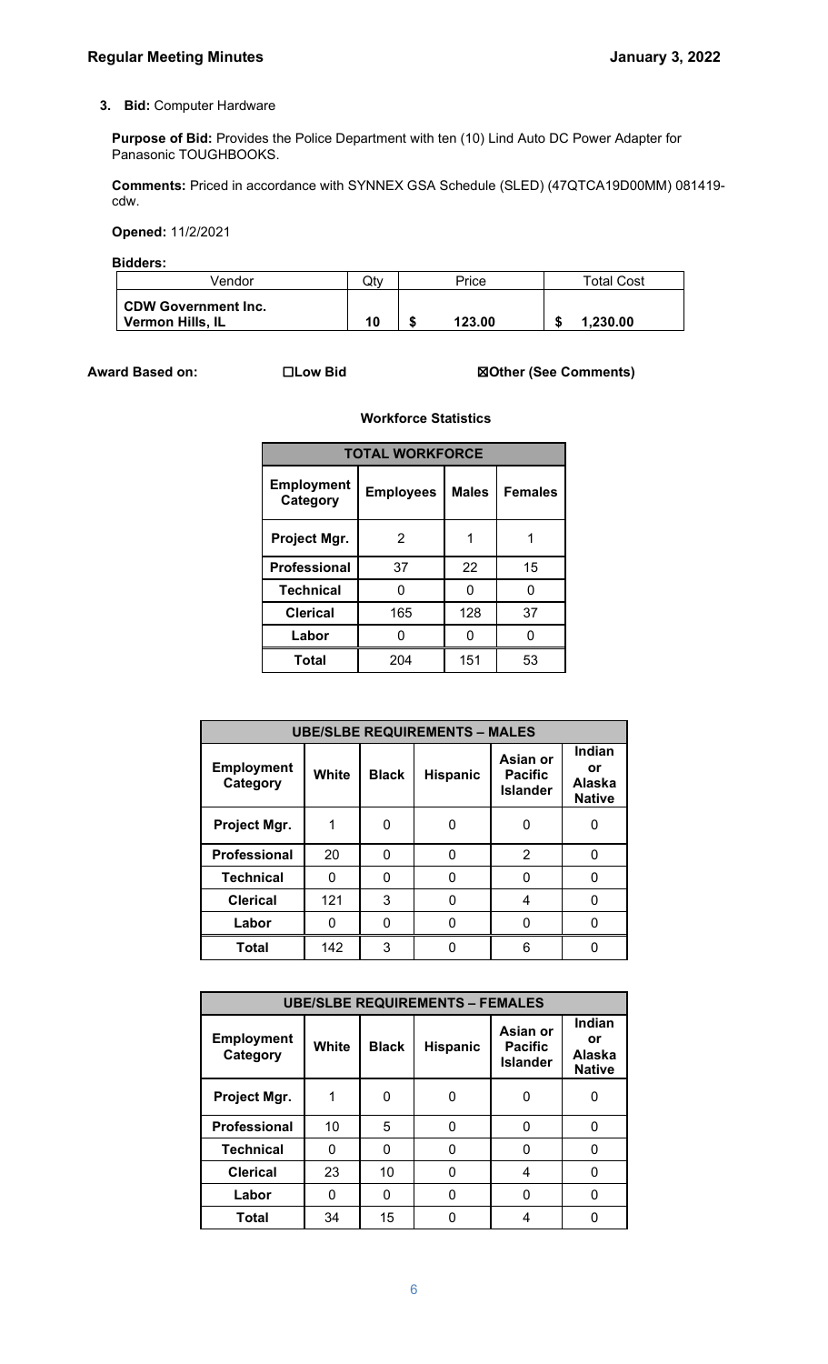3. **Bid:** Computer Hardware

**Purpose of Bid:** Provides the Police Department with ten (10) Lind Auto DC Power Adapter for Panasonic TOUGHBOOKS.

**Comments:** Priced in accordance with SYNNEX GSA Schedule (SLED) (47QTCA19D00MM) 081419-cdw.

**Opened:** 11/2/2021

**Bidders:**

| Vendor | Qty | Price | Total Cost |
|---|---|---|---|
| **CDW Government Inc. Vernon Hills, IL** | **10** | **$ 123.00** | **$ 1,230.00** |

**Award Based on:** ☐**Low Bid** ☒**Other (See Comments)**

**Workforce Statistics**

| TOTAL WORKFORCE | | | |
|---|---|---|---|
| **Employment Category** | **Employees** | **Males** | **Females** |
| **Project Mgr.** | 2 | 1 | 1 |
| **Professional** | 37 | 22 | 15 |
| **Technical** | 0 | 0 | 0 |
| **Clerical** | 165 | 128 | 37 |
| **Labor** | 0 | 0 | 0 |
| **Total** | 204 | 151 | 53 |

| UBE/SLBE REQUIREMENTS – MALES | | | | | |
|---|---|---|---|---|---|
| **Employment Category** | **White** | **Black** | **Hispanic** | **Asian or Pacific Islander** | **Indian or Alaska Native** |
| **Project Mgr.** | 1 | 0 | 0 | 0 | 0 |
| **Professional** | 20 | 0 | 0 | 2 | 0 |
| **Technical** | 0 | 0 | 0 | 0 | 0 |
| **Clerical** | 121 | 3 | 0 | 4 | 0 |
| **Labor** | 0 | 0 | 0 | 0 | 0 |
| **Total** | 142 | 3 | 0 | 6 | 0 |

| UBE/SLBE REQUIREMENTS – FEMALES | | | | | |
|---|---|---|---|---|---|
| **Employment Category** | **White** | **Black** | **Hispanic** | **Asian or Pacific Islander** | **Indian or Alaska Native** |
| **Project Mgr.** | 1 | 0 | 0 | 0 | 0 |
| **Professional** | 10 | 5 | 0 | 0 | 0 |
| **Technical** | 0 | 0 | 0 | 0 | 0 |
| **Clerical** | 23 | 10 | 0 | 4 | 0 |
| **Labor** | 0 | 0 | 0 | 0 | 0 |
| **Total** | 34 | 15 | 0 | 4 | 0 |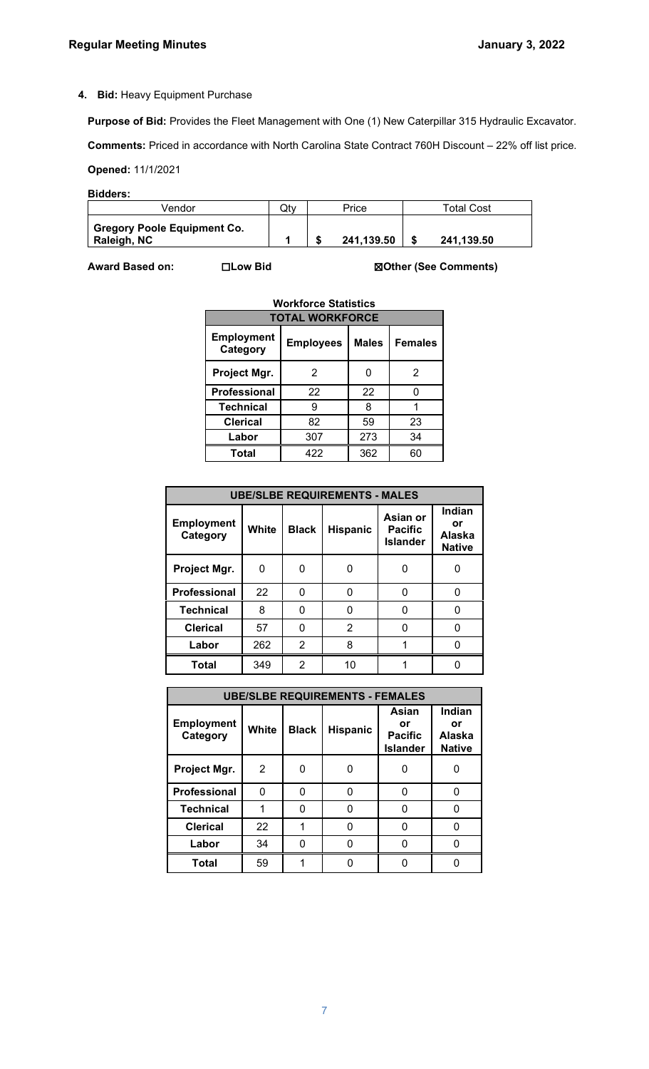4. **Bid:** Heavy Equipment Purchase

**Purpose of Bid:** Provides the Fleet Management with One (1) New Caterpillar 315 Hydraulic Excavator.

**Comments:** Priced in accordance with North Carolina State Contract 760H Discount – 22% off list price.

**Opened:** 11/1/2021

**Bidders:**

| Vendor | Qty | Price | Total Cost |
|---|---|---|---|
| **Gregory Poole Equipment Co. Raleigh, NC** | **1** | **$ 241,139.50** | **$ 241,139.50** |

**Award Based on:** ☐**Low Bid** ☒**Other (See Comments)**

**Workforce Statistics**

| **TOTAL WORKFORCE** | | | |
|---|---|---|---|
| **Employment Category** | **Employees** | **Males** | **Females** |
| **Project Mgr.** | 2 | 0 | 2 |
| **Professional** | 22 | 22 | 0 |
| **Technical** | 9 | 8 | 1 |
| **Clerical** | 82 | 59 | 23 |
| **Labor** | 307 | 273 | 34 |
| **Total** | 422 | 362 | 60 |

| **UBE/SLBE REQUIREMENTS - MALES** | | | | | |
|---|---|---|---|---|---|
| **Employment Category** | **White** | **Black** | **Hispanic** | **Asian or Pacific Islander** | **Indian or Alaska Native** |
| **Project Mgr.** | 0 | 0 | 0 | 0 | 0 |
| **Professional** | 22 | 0 | 0 | 0 | 0 |
| **Technical** | 8 | 0 | 0 | 0 | 0 |
| **Clerical** | 57 | 0 | 2 | 0 | 0 |
| **Labor** | 262 | 2 | 8 | 1 | 0 |
| **Total** | 349 | 2 | 10 | 1 | 0 |

| **UBE/SLBE REQUIREMENTS - FEMALES** | | | | | |
|---|---|---|---|---|---|
| **Employment Category** | **White** | **Black** | **Hispanic** | **Asian or Pacific Islander** | **Indian or Alaska Native** |
| **Project Mgr.** | 2 | 0 | 0 | 0 | 0 |
| **Professional** | 0 | 0 | 0 | 0 | 0 |
| **Technical** | 1 | 0 | 0 | 0 | 0 |
| **Clerical** | 22 | 1 | 0 | 0 | 0 |
| **Labor** | 34 | 0 | 0 | 0 | 0 |
| **Total** | 59 | 1 | 0 | 0 | 0 |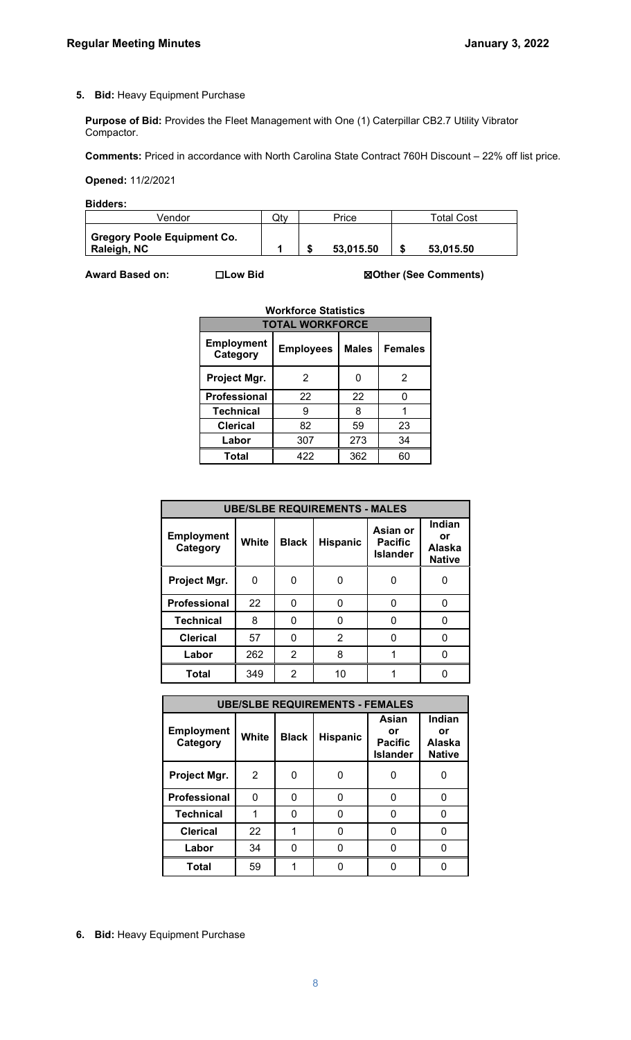5. **Bid:** Heavy Equipment Purchase

**Purpose of Bid:** Provides the Fleet Management with One (1) Caterpillar CB2.7 Utility Vibrator Compactor.

**Comments:** Priced in accordance with North Carolina State Contract 760H Discount – 22% off list price.

**Opened:** 11/2/2021

**Bidders:**

| Vendor | Qty | Price | Total Cost |
|---|---|---|---|
| **Gregory Poole Equipment Co. Raleigh, NC** | **1** | **$ 53,015.50** | **$ 53,015.50** |

**Award Based on:** ☐**Low Bid** ☒**Other (See Comments)**

**Workforce Statistics**

| TOTAL WORKFORCE | | | |
|---|---|---|---|
| **Employment Category** | **Employees** | **Males** | **Females** |
| **Project Mgr.** | 2 | 0 | 2 |
| **Professional** | 22 | 22 | 0 |
| **Technical** | 9 | 8 | 1 |
| **Clerical** | 82 | 59 | 23 |
| **Labor** | 307 | 273 | 34 |
| **Total** | 422 | 362 | 60 |

| UBE/SLBE REQUIREMENTS - MALES | | | | | |
|---|---|---|---|---|---|
| **Employment Category** | **White** | **Black** | **Hispanic** | **Asian or Pacific Islander** | **Indian or Alaska Native** |
| **Project Mgr.** | 0 | 0 | 0 | 0 | 0 |
| **Professional** | 22 | 0 | 0 | 0 | 0 |
| **Technical** | 8 | 0 | 0 | 0 | 0 |
| **Clerical** | 57 | 0 | 2 | 0 | 0 |
| **Labor** | 262 | 2 | 8 | 1 | 0 |
| **Total** | 349 | 2 | 10 | 1 | 0 |

| UBE/SLBE REQUIREMENTS - FEMALES | | | | | |
|---|---|---|---|---|---|
| **Employment Category** | **White** | **Black** | **Hispanic** | **Asian or Pacific Islander** | **Indian or Alaska Native** |
| **Project Mgr.** | 2 | 0 | 0 | 0 | 0 |
| **Professional** | 0 | 0 | 0 | 0 | 0 |
| **Technical** | 1 | 0 | 0 | 0 | 0 |
| **Clerical** | 22 | 1 | 0 | 0 | 0 |
| **Labor** | 34 | 0 | 0 | 0 | 0 |
| **Total** | 59 | 1 | 0 | 0 | 0 |

6. **Bid:** Heavy Equipment Purchase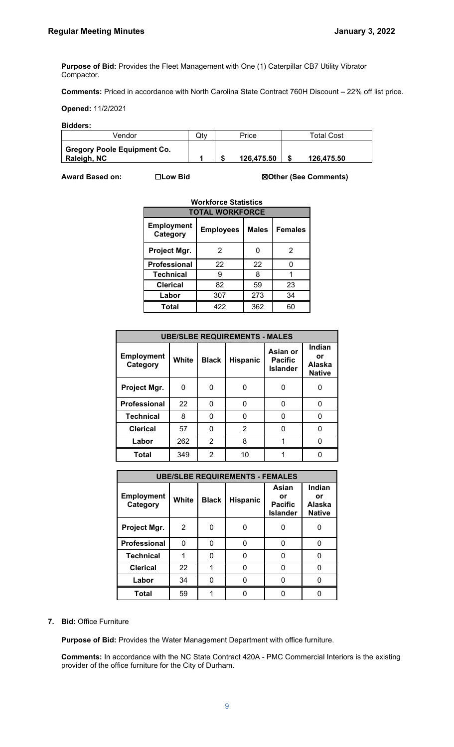**Purpose of Bid:** Provides the Fleet Management with One (1) Caterpillar CB7 Utility Vibrator Compactor.

**Comments:** Priced in accordance with North Carolina State Contract 760H Discount – 22% off list price.

**Opened:** 11/2/2021

**Bidders:**

| Vendor | Qty | Price | Total Cost |
|---|---|---|---|
| **Gregory Poole Equipment Co. Raleigh, NC** | **1** | **$ 126,475.50** | **$ 126,475.50** |

**Award Based on:** ☐**Low Bid** ☒**Other (See Comments)**

**Workforce Statistics**

| TOTAL WORKFORCE | | | |
|---|---|---|---|
| **Employment Category** | **Employees** | **Males** | **Females** |
| **Project Mgr.** | 2 | 0 | 2 |
| **Professional** | 22 | 22 | 0 |
| **Technical** | 9 | 8 | 1 |
| **Clerical** | 82 | 59 | 23 |
| **Labor** | 307 | 273 | 34 |
| **Total** | 422 | 362 | 60 |

| UBE/SLBE REQUIREMENTS - MALES | | | | | |
|---|---|---|---|---|---|
| **Employment Category** | **White** | **Black** | **Hispanic** | **Asian or Pacific Islander** | **Indian or Alaska Native** |
| **Project Mgr.** | 0 | 0 | 0 | 0 | 0 |
| **Professional** | 22 | 0 | 0 | 0 | 0 |
| **Technical** | 8 | 0 | 0 | 0 | 0 |
| **Clerical** | 57 | 0 | 2 | 0 | 0 |
| **Labor** | 262 | 2 | 8 | 1 | 0 |
| **Total** | 349 | 2 | 10 | 1 | 0 |

| UBE/SLBE REQUIREMENTS - FEMALES | | | | | |
|---|---|---|---|---|---|
| **Employment Category** | **White** | **Black** | **Hispanic** | **Asian or Pacific Islander** | **Indian or Alaska Native** |
| **Project Mgr.** | 2 | 0 | 0 | 0 | 0 |
| **Professional** | 0 | 0 | 0 | 0 | 0 |
| **Technical** | 1 | 0 | 0 | 0 | 0 |
| **Clerical** | 22 | 1 | 0 | 0 | 0 |
| **Labor** | 34 | 0 | 0 | 0 | 0 |
| **Total** | 59 | 1 | 0 | 0 | 0 |

7. **Bid:** Office Furniture

**Purpose of Bid:** Provides the Water Management Department with office furniture.

**Comments:** In accordance with the NC State Contract 420A - PMC Commercial Interiors is the existing provider of the office furniture for the City of Durham.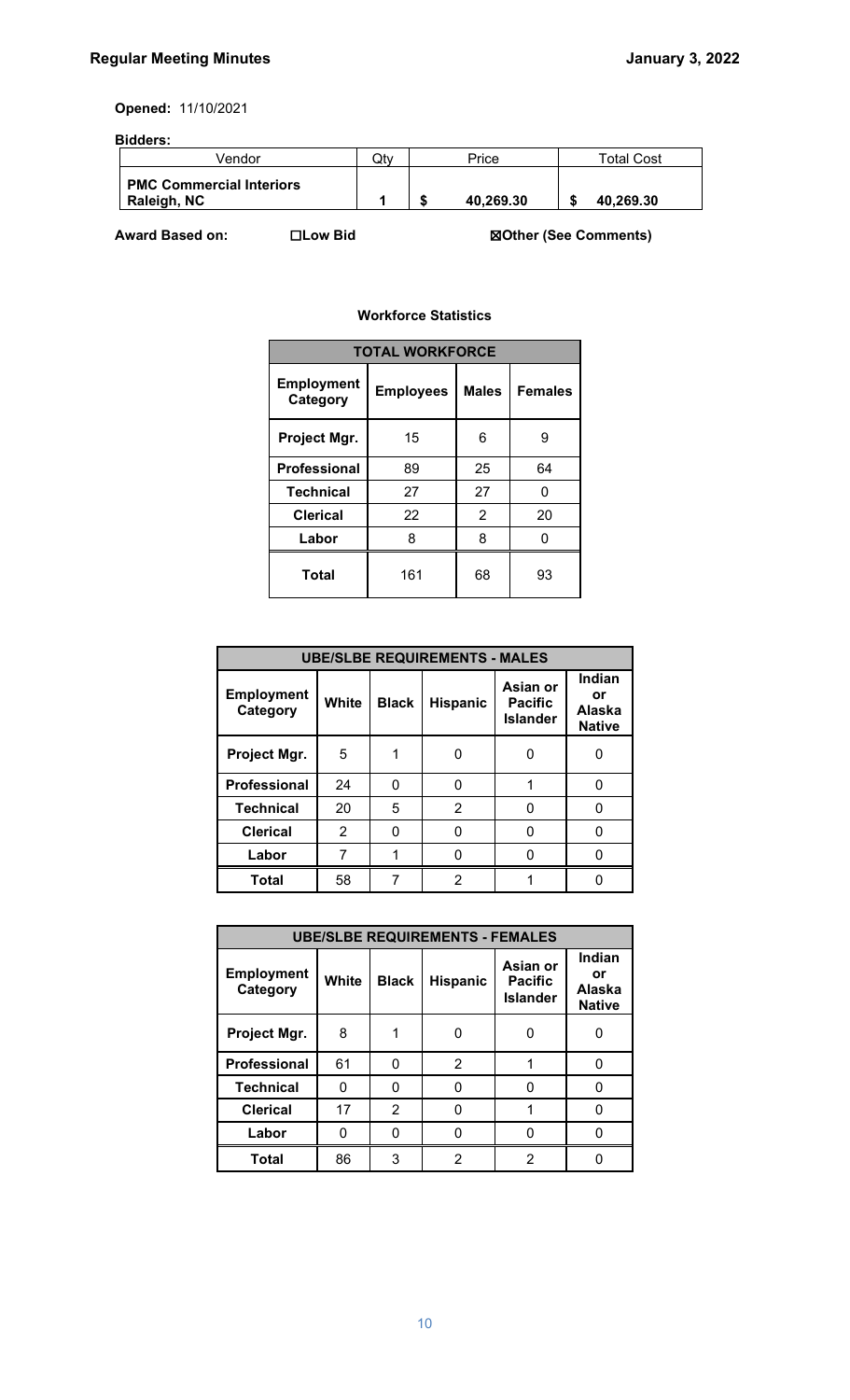**Opened:** 11/10/2021

**Bidders:**

| Vendor | Qty | Price | Total Cost |
|---|---|---|---|
| **PMC Commercial Interiors Raleigh, NC** | **1** | **$ 40,269.30** | **$ 40,269.30** |

**Award Based on:** ☐**Low Bid** ☒**Other (See Comments)**

**Workforce Statistics**

| **TOTAL WORKFORCE** | | | |
|---|---|---|---|
| **Employment Category** | **Employees** | **Males** | **Females** |
| **Project Mgr.** | 15 | 6 | 9 |
| **Professional** | 89 | 25 | 64 |
| **Technical** | 27 | 27 | 0 |
| **Clerical** | 22 | 2 | 20 |
| **Labor** | 8 | 8 | 0 |
| **Total** | 161 | 68 | 93 |

| **UBE/SLBE REQUIREMENTS - MALES** | | | | | |
|---|---|---|---|---|---|
| **Employment Category** | **White** | **Black** | **Hispanic** | **Asian or Pacific Islander** | **Indian or Alaska Native** |
| **Project Mgr.** | 5 | 1 | 0 | 0 | 0 |
| **Professional** | 24 | 0 | 0 | 1 | 0 |
| **Technical** | 20 | 5 | 2 | 0 | 0 |
| **Clerical** | 2 | 0 | 0 | 0 | 0 |
| **Labor** | 7 | 1 | 0 | 0 | 0 |
| **Total** | 58 | 7 | 2 | 1 | 0 |

| **UBE/SLBE REQUIREMENTS - FEMALES** | | | | | |
|---|---|---|---|---|---|
| **Employment Category** | **White** | **Black** | **Hispanic** | **Asian or Pacific Islander** | **Indian or Alaska Native** |
| **Project Mgr.** | 8 | 1 | 0 | 0 | 0 |
| **Professional** | 61 | 0 | 2 | 1 | 0 |
| **Technical** | 0 | 0 | 0 | 0 | 0 |
| **Clerical** | 17 | 2 | 0 | 1 | 0 |
| **Labor** | 0 | 0 | 0 | 0 | 0 |
| **Total** | 86 | 3 | 2 | 2 | 0 |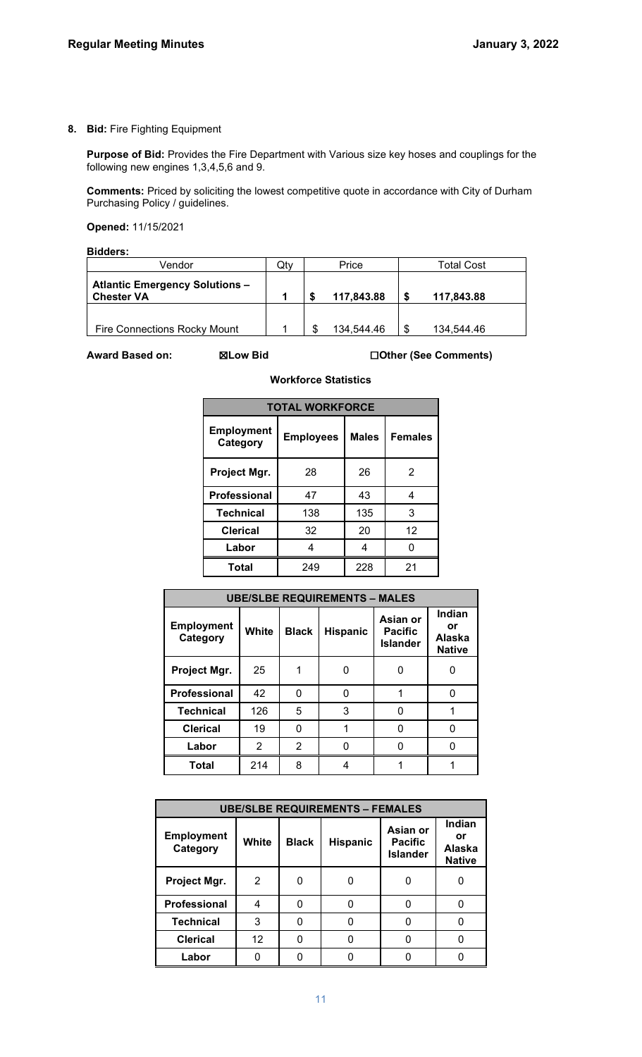**8. Bid:** Fire Fighting Equipment

**Purpose of Bid:** Provides the Fire Department with Various size key hoses and couplings for the following new engines 1,3,4,5,6 and 9.

**Comments:** Priced by soliciting the lowest competitive quote in accordance with City of Durham Purchasing Policy / guidelines.

**Opened:** 11/15/2021

**Bidders:**

| Vendor | Qty | Price | Total Cost |
|---|---|---|---|
| **Atlantic Emergency Solutions – Chester VA** | **1** | **$ 117,843.88** | **$ 117,843.88** |
| Fire Connections Rocky Mount | 1 | $ 134,544.46 | $ 134,544.46 |

**Award Based on:** ☒**Low Bid** ☐**Other (See Comments)**

**Workforce Statistics**

| TOTAL WORKFORCE | | | |
|---|---|---|---|
| **Employment Category** | **Employees** | **Males** | **Females** |
| **Project Mgr.** | 28 | 26 | 2 |
| **Professional** | 47 | 43 | 4 |
| **Technical** | 138 | 135 | 3 |
| **Clerical** | 32 | 20 | 12 |
| **Labor** | 4 | 4 | 0 |
| **Total** | 249 | 228 | 21 |

| UBE/SLBE REQUIREMENTS – MALES | | | | | |
|---|---|---|---|---|---|
| **Employment Category** | **White** | **Black** | **Hispanic** | **Asian or Pacific Islander** | **Indian or Alaska Native** |
| **Project Mgr.** | 25 | 1 | 0 | 0 | 0 |
| **Professional** | 42 | 0 | 0 | 1 | 0 |
| **Technical** | 126 | 5 | 3 | 0 | 1 |
| **Clerical** | 19 | 0 | 1 | 0 | 0 |
| **Labor** | 2 | 2 | 0 | 0 | 0 |
| **Total** | 214 | 8 | 4 | 1 | 1 |

| UBE/SLBE REQUIREMENTS – FEMALES | | | | | |
|---|---|---|---|---|---|
| **Employment Category** | **White** | **Black** | **Hispanic** | **Asian or Pacific Islander** | **Indian or Alaska Native** |
| **Project Mgr.** | 2 | 0 | 0 | 0 | 0 |
| **Professional** | 4 | 0 | 0 | 0 | 0 |
| **Technical** | 3 | 0 | 0 | 0 | 0 |
| **Clerical** | 12 | 0 | 0 | 0 | 0 |
| **Labor** | 0 | 0 | 0 | 0 | 0 |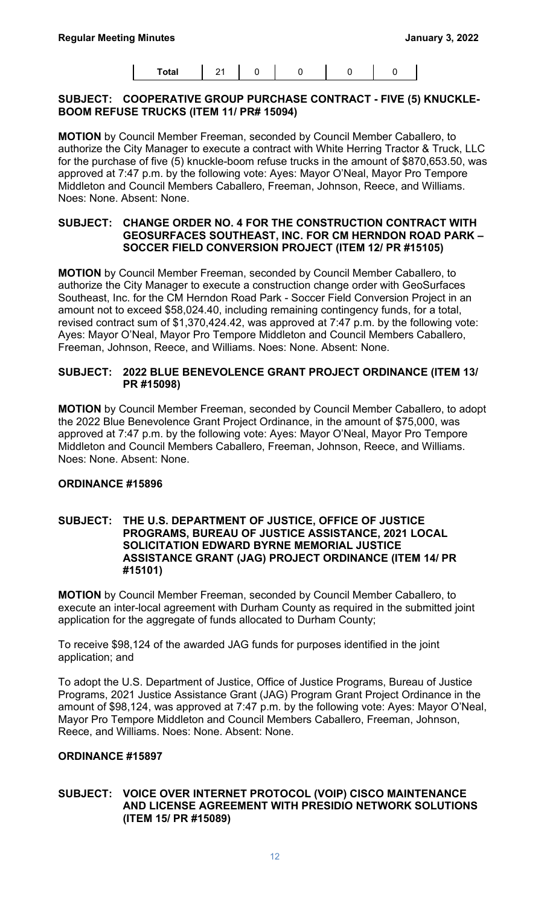| Total | 21 | 0 | 0 | 0 | 0 |
|---|---|---|---|---|---|

**SUBJECT: COOPERATIVE GROUP PURCHASE CONTRACT - FIVE (5) KNUCKLE-BOOM REFUSE TRUCKS (ITEM 11/ PR# 15094)**

**MOTION** by Council Member Freeman, seconded by Council Member Caballero, to authorize the City Manager to execute a contract with White Herring Tractor & Truck, LLC for the purchase of five (5) knuckle-boom refuse trucks in the amount of $870,653.50, was approved at 7:47 p.m. by the following vote: Ayes: Mayor O'Neal, Mayor Pro Tempore Middleton and Council Members Caballero, Freeman, Johnson, Reece, and Williams. Noes: None. Absent: None.

**SUBJECT: CHANGE ORDER NO. 4 FOR THE CONSTRUCTION CONTRACT WITH GEOSURFACES SOUTHEAST, INC. FOR CM HERNDON ROAD PARK – SOCCER FIELD CONVERSION PROJECT (ITEM 12/ PR #15105)**

**MOTION** by Council Member Freeman, seconded by Council Member Caballero, to authorize the City Manager to execute a construction change order with GeoSurfaces Southeast, Inc. for the CM Herndon Road Park - Soccer Field Conversion Project in an amount not to exceed $58,024.40, including remaining contingency funds, for a total, revised contract sum of $1,370,424.42, was approved at 7:47 p.m. by the following vote: Ayes: Mayor O'Neal, Mayor Pro Tempore Middleton and Council Members Caballero, Freeman, Johnson, Reece, and Williams. Noes: None. Absent: None.

**SUBJECT: 2022 BLUE BENEVOLENCE GRANT PROJECT ORDINANCE (ITEM 13/ PR #15098)**

**MOTION** by Council Member Freeman, seconded by Council Member Caballero, to adopt the 2022 Blue Benevolence Grant Project Ordinance, in the amount of $75,000, was approved at 7:47 p.m. by the following vote: Ayes: Mayor O'Neal, Mayor Pro Tempore Middleton and Council Members Caballero, Freeman, Johnson, Reece, and Williams. Noes: None. Absent: None.

**ORDINANCE #15896**

**SUBJECT: THE U.S. DEPARTMENT OF JUSTICE, OFFICE OF JUSTICE PROGRAMS, BUREAU OF JUSTICE ASSISTANCE, 2021 LOCAL SOLICITATION EDWARD BYRNE MEMORIAL JUSTICE ASSISTANCE GRANT (JAG) PROJECT ORDINANCE (ITEM 14/ PR #15101)**

**MOTION** by Council Member Freeman, seconded by Council Member Caballero, to execute an inter-local agreement with Durham County as required in the submitted joint application for the aggregate of funds allocated to Durham County;

To receive $98,124 of the awarded JAG funds for purposes identified in the joint application; and

To adopt the U.S. Department of Justice, Office of Justice Programs, Bureau of Justice Programs, 2021 Justice Assistance Grant (JAG) Program Grant Project Ordinance in the amount of $98,124, was approved at 7:47 p.m. by the following vote: Ayes: Mayor O'Neal, Mayor Pro Tempore Middleton and Council Members Caballero, Freeman, Johnson, Reece, and Williams. Noes: None. Absent: None.

**ORDINANCE #15897**

**SUBJECT: VOICE OVER INTERNET PROTOCOL (VOIP) CISCO MAINTENANCE AND LICENSE AGREEMENT WITH PRESIDIO NETWORK SOLUTIONS (ITEM 15/ PR #15089)**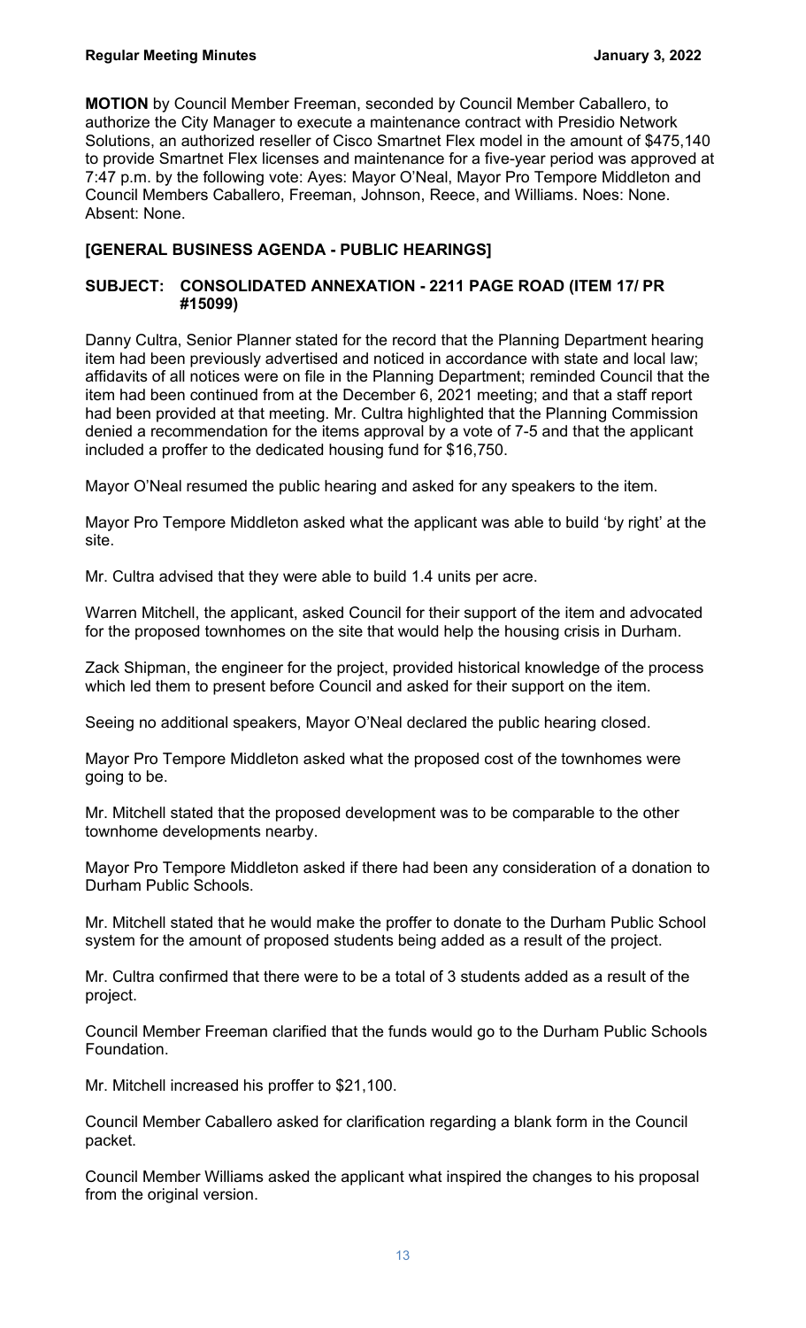**MOTION** by Council Member Freeman, seconded by Council Member Caballero, to authorize the City Manager to execute a maintenance contract with Presidio Network Solutions, an authorized reseller of Cisco Smartnet Flex model in the amount of $475,140 to provide Smartnet Flex licenses and maintenance for a five-year period was approved at 7:47 p.m. by the following vote: Ayes: Mayor O'Neal, Mayor Pro Tempore Middleton and Council Members Caballero, Freeman, Johnson, Reece, and Williams. Noes: None. Absent: None.

## [GENERAL BUSINESS AGENDA - PUBLIC HEARINGS]

### SUBJECT: CONSOLIDATED ANNEXATION - 2211 PAGE ROAD (ITEM 17/ PR #15099)

Danny Cultra, Senior Planner stated for the record that the Planning Department hearing item had been previously advertised and noticed in accordance with state and local law; affidavits of all notices were on file in the Planning Department; reminded Council that the item had been continued from at the December 6, 2021 meeting; and that a staff report had been provided at that meeting. Mr. Cultra highlighted that the Planning Commission denied a recommendation for the items approval by a vote of 7-5 and that the applicant included a proffer to the dedicated housing fund for $16,750.

Mayor O'Neal resumed the public hearing and asked for any speakers to the item.

Mayor Pro Tempore Middleton asked what the applicant was able to build 'by right' at the site.

Mr. Cultra advised that they were able to build 1.4 units per acre.

Warren Mitchell, the applicant, asked Council for their support of the item and advocated for the proposed townhomes on the site that would help the housing crisis in Durham.

Zack Shipman, the engineer for the project, provided historical knowledge of the process which led them to present before Council and asked for their support on the item.

Seeing no additional speakers, Mayor O'Neal declared the public hearing closed.

Mayor Pro Tempore Middleton asked what the proposed cost of the townhomes were going to be.

Mr. Mitchell stated that the proposed development was to be comparable to the other townhome developments nearby.

Mayor Pro Tempore Middleton asked if there had been any consideration of a donation to Durham Public Schools.

Mr. Mitchell stated that he would make the proffer to donate to the Durham Public School system for the amount of proposed students being added as a result of the project.

Mr. Cultra confirmed that there were to be a total of 3 students added as a result of the project.

Council Member Freeman clarified that the funds would go to the Durham Public Schools Foundation.

Mr. Mitchell increased his proffer to $21,100.

Council Member Caballero asked for clarification regarding a blank form in the Council packet.

Council Member Williams asked the applicant what inspired the changes to his proposal from the original version.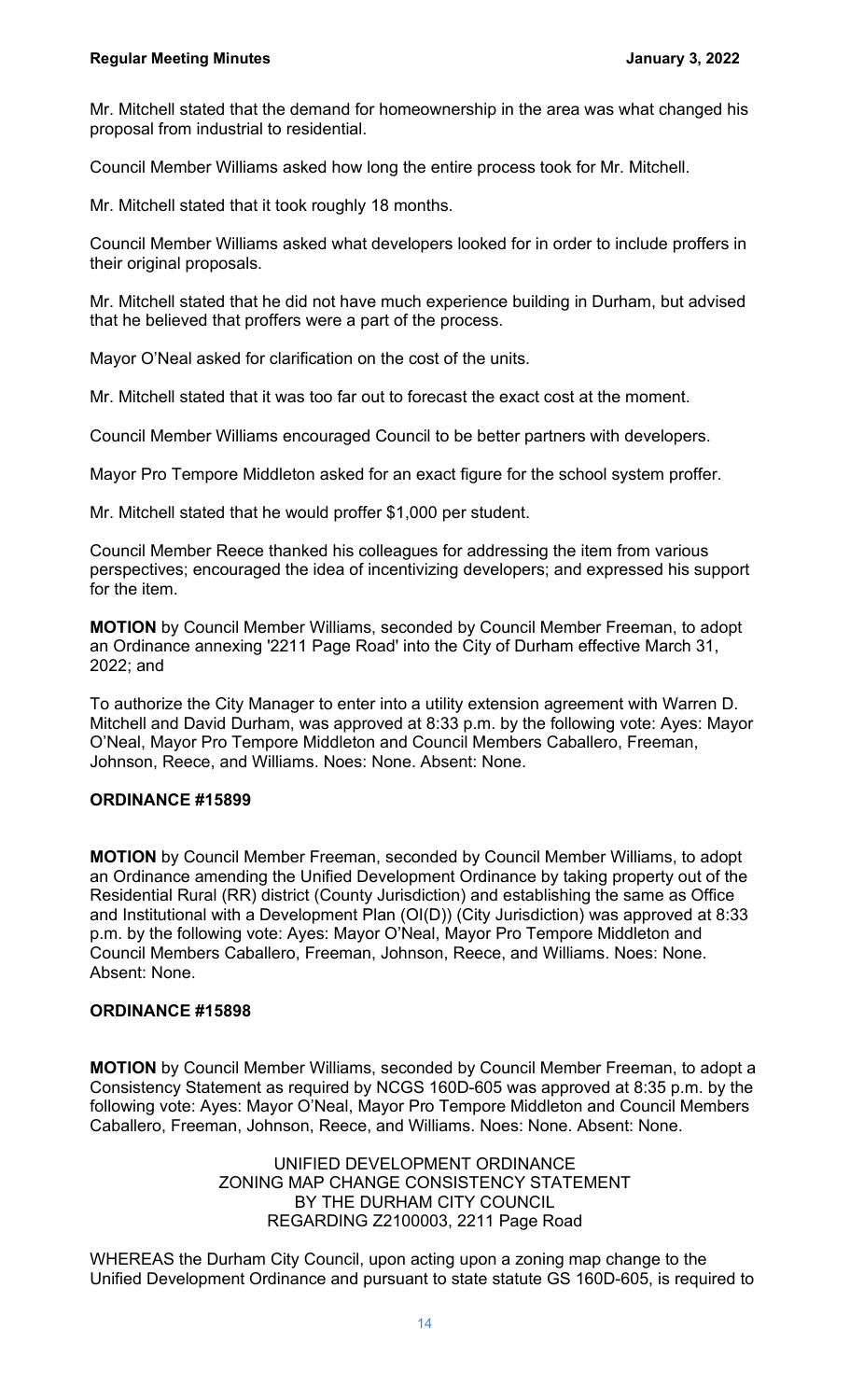Mr. Mitchell stated that the demand for homeownership in the area was what changed his proposal from industrial to residential.

Council Member Williams asked how long the entire process took for Mr. Mitchell.

Mr. Mitchell stated that it took roughly 18 months.

Council Member Williams asked what developers looked for in order to include proffers in their original proposals.

Mr. Mitchell stated that he did not have much experience building in Durham, but advised that he believed that proffers were a part of the process.

Mayor O'Neal asked for clarification on the cost of the units.

Mr. Mitchell stated that it was too far out to forecast the exact cost at the moment.

Council Member Williams encouraged Council to be better partners with developers.

Mayor Pro Tempore Middleton asked for an exact figure for the school system proffer.

Mr. Mitchell stated that he would proffer $1,000 per student.

Council Member Reece thanked his colleagues for addressing the item from various perspectives; encouraged the idea of incentivizing developers; and expressed his support for the item.

**MOTION** by Council Member Williams, seconded by Council Member Freeman, to adopt an Ordinance annexing '2211 Page Road' into the City of Durham effective March 31, 2022; and

To authorize the City Manager to enter into a utility extension agreement with Warren D. Mitchell and David Durham, was approved at 8:33 p.m. by the following vote: Ayes: Mayor O'Neal, Mayor Pro Tempore Middleton and Council Members Caballero, Freeman, Johnson, Reece, and Williams. Noes: None. Absent: None.

**ORDINANCE #15899**

**MOTION** by Council Member Freeman, seconded by Council Member Williams, to adopt an Ordinance amending the Unified Development Ordinance by taking property out of the Residential Rural (RR) district (County Jurisdiction) and establishing the same as Office and Institutional with a Development Plan (OI(D)) (City Jurisdiction) was approved at 8:33 p.m. by the following vote: Ayes: Mayor O'Neal, Mayor Pro Tempore Middleton and Council Members Caballero, Freeman, Johnson, Reece, and Williams. Noes: None. Absent: None.

**ORDINANCE #15898**

**MOTION** by Council Member Williams, seconded by Council Member Freeman, to adopt a Consistency Statement as required by NCGS 160D-605 was approved at 8:35 p.m. by the following vote: Ayes: Mayor O'Neal, Mayor Pro Tempore Middleton and Council Members Caballero, Freeman, Johnson, Reece, and Williams. Noes: None. Absent: None.

UNIFIED DEVELOPMENT ORDINANCE
ZONING MAP CHANGE CONSISTENCY STATEMENT
BY THE DURHAM CITY COUNCIL
REGARDING Z2100003, 2211 Page Road

WHEREAS the Durham City Council, upon acting upon a zoning map change to the Unified Development Ordinance and pursuant to state statute GS 160D-605, is required to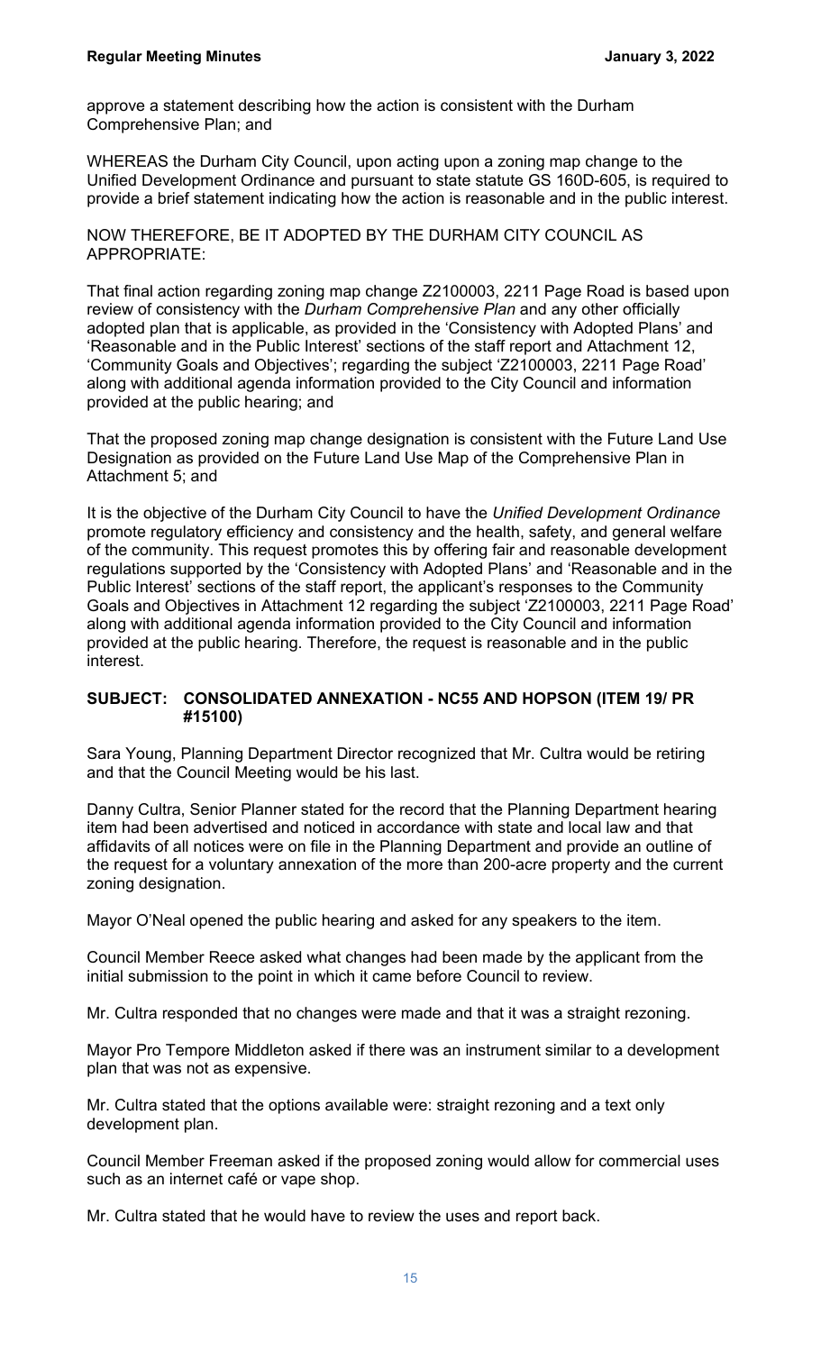approve a statement describing how the action is consistent with the Durham Comprehensive Plan; and

WHEREAS the Durham City Council, upon acting upon a zoning map change to the Unified Development Ordinance and pursuant to state statute GS 160D-605, is required to provide a brief statement indicating how the action is reasonable and in the public interest.

NOW THEREFORE, BE IT ADOPTED BY THE DURHAM CITY COUNCIL AS APPROPRIATE:

That final action regarding zoning map change Z2100003, 2211 Page Road is based upon review of consistency with the *Durham Comprehensive Plan* and any other officially adopted plan that is applicable, as provided in the 'Consistency with Adopted Plans' and 'Reasonable and in the Public Interest' sections of the staff report and Attachment 12, 'Community Goals and Objectives'; regarding the subject 'Z2100003, 2211 Page Road' along with additional agenda information provided to the City Council and information provided at the public hearing; and

That the proposed zoning map change designation is consistent with the Future Land Use Designation as provided on the Future Land Use Map of the Comprehensive Plan in Attachment 5; and

It is the objective of the Durham City Council to have the *Unified Development Ordinance* promote regulatory efficiency and consistency and the health, safety, and general welfare of the community. This request promotes this by offering fair and reasonable development regulations supported by the 'Consistency with Adopted Plans' and 'Reasonable and in the Public Interest' sections of the staff report, the applicant's responses to the Community Goals and Objectives in Attachment 12 regarding the subject 'Z2100003, 2211 Page Road' along with additional agenda information provided to the City Council and information provided at the public hearing. Therefore, the request is reasonable and in the public interest.

**SUBJECT: CONSOLIDATED ANNEXATION - NC55 AND HOPSON (ITEM 19/ PR #15100)**

Sara Young, Planning Department Director recognized that Mr. Cultra would be retiring and that the Council Meeting would be his last.

Danny Cultra, Senior Planner stated for the record that the Planning Department hearing item had been advertised and noticed in accordance with state and local law and that affidavits of all notices were on file in the Planning Department and provide an outline of the request for a voluntary annexation of the more than 200-acre property and the current zoning designation.

Mayor O'Neal opened the public hearing and asked for any speakers to the item.

Council Member Reece asked what changes had been made by the applicant from the initial submission to the point in which it came before Council to review.

Mr. Cultra responded that no changes were made and that it was a straight rezoning.

Mayor Pro Tempore Middleton asked if there was an instrument similar to a development plan that was not as expensive.

Mr. Cultra stated that the options available were: straight rezoning and a text only development plan.

Council Member Freeman asked if the proposed zoning would allow for commercial uses such as an internet café or vape shop.

Mr. Cultra stated that he would have to review the uses and report back.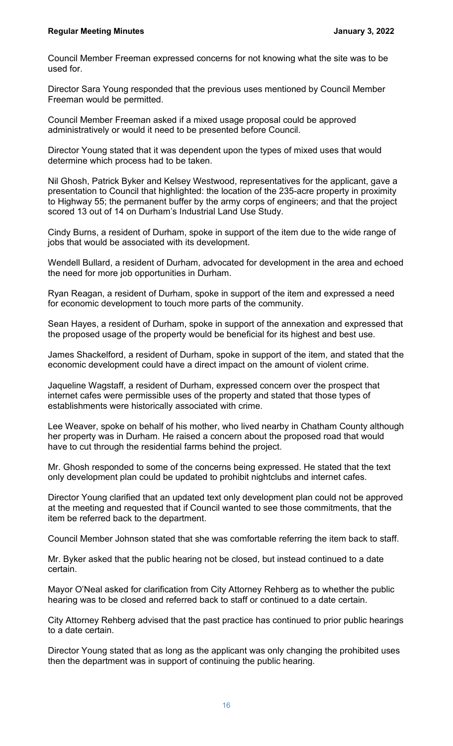Council Member Freeman expressed concerns for not knowing what the site was to be used for.

Director Sara Young responded that the previous uses mentioned by Council Member Freeman would be permitted.

Council Member Freeman asked if a mixed usage proposal could be approved administratively or would it need to be presented before Council.

Director Young stated that it was dependent upon the types of mixed uses that would determine which process had to be taken.

Nil Ghosh, Patrick Byker and Kelsey Westwood, representatives for the applicant, gave a presentation to Council that highlighted: the location of the 235-acre property in proximity to Highway 55; the permanent buffer by the army corps of engineers; and that the project scored 13 out of 14 on Durham's Industrial Land Use Study.

Cindy Burns, a resident of Durham, spoke in support of the item due to the wide range of jobs that would be associated with its development.

Wendell Bullard, a resident of Durham, advocated for development in the area and echoed the need for more job opportunities in Durham.

Ryan Reagan, a resident of Durham, spoke in support of the item and expressed a need for economic development to touch more parts of the community.

Sean Hayes, a resident of Durham, spoke in support of the annexation and expressed that the proposed usage of the property would be beneficial for its highest and best use.

James Shackelford, a resident of Durham, spoke in support of the item, and stated that the economic development could have a direct impact on the amount of violent crime.

Jaqueline Wagstaff, a resident of Durham, expressed concern over the prospect that internet cafes were permissible uses of the property and stated that those types of establishments were historically associated with crime.

Lee Weaver, spoke on behalf of his mother, who lived nearby in Chatham County although her property was in Durham. He raised a concern about the proposed road that would have to cut through the residential farms behind the project.

Mr. Ghosh responded to some of the concerns being expressed. He stated that the text only development plan could be updated to prohibit nightclubs and internet cafes.

Director Young clarified that an updated text only development plan could not be approved at the meeting and requested that if Council wanted to see those commitments, that the item be referred back to the department.

Council Member Johnson stated that she was comfortable referring the item back to staff.

Mr. Byker asked that the public hearing not be closed, but instead continued to a date certain.

Mayor O'Neal asked for clarification from City Attorney Rehberg as to whether the public hearing was to be closed and referred back to staff or continued to a date certain.

City Attorney Rehberg advised that the past practice has continued to prior public hearings to a date certain.

Director Young stated that as long as the applicant was only changing the prohibited uses then the department was in support of continuing the public hearing.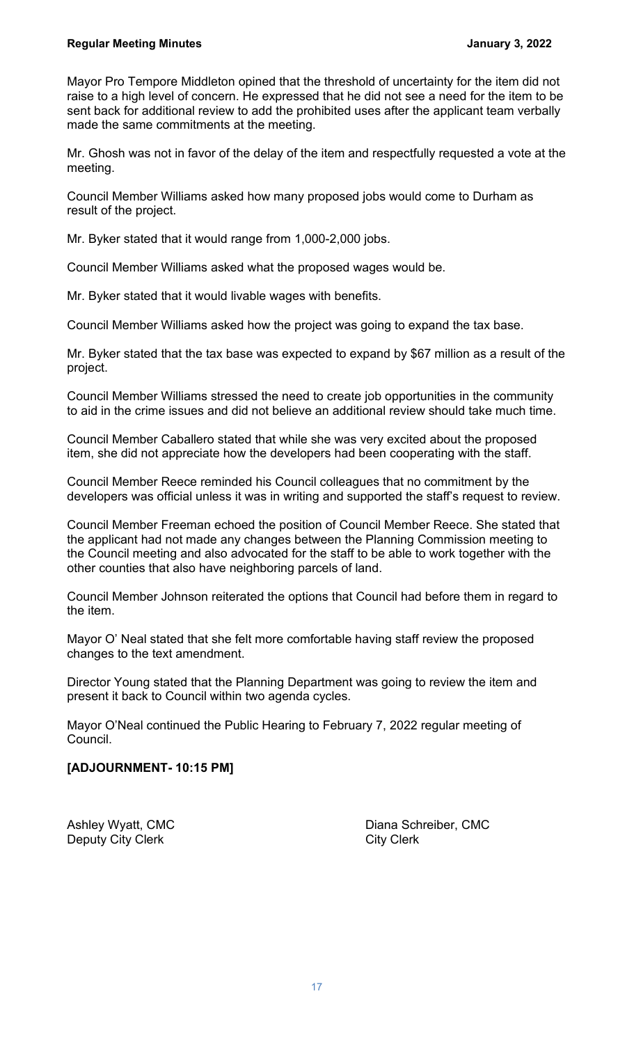Mayor Pro Tempore Middleton opined that the threshold of uncertainty for the item did not raise to a high level of concern. He expressed that he did not see a need for the item to be sent back for additional review to add the prohibited uses after the applicant team verbally made the same commitments at the meeting.

Mr. Ghosh was not in favor of the delay of the item and respectfully requested a vote at the meeting.

Council Member Williams asked how many proposed jobs would come to Durham as result of the project.

Mr. Byker stated that it would range from 1,000-2,000 jobs.

Council Member Williams asked what the proposed wages would be.

Mr. Byker stated that it would livable wages with benefits.

Council Member Williams asked how the project was going to expand the tax base.

Mr. Byker stated that the tax base was expected to expand by $67 million as a result of the project.

Council Member Williams stressed the need to create job opportunities in the community to aid in the crime issues and did not believe an additional review should take much time.

Council Member Caballero stated that while she was very excited about the proposed item, she did not appreciate how the developers had been cooperating with the staff.

Council Member Reece reminded his Council colleagues that no commitment by the developers was official unless it was in writing and supported the staff's request to review.

Council Member Freeman echoed the position of Council Member Reece. She stated that the applicant had not made any changes between the Planning Commission meeting to the Council meeting and also advocated for the staff to be able to work together with the other counties that also have neighboring parcels of land.

Council Member Johnson reiterated the options that Council had before them in regard to the item.

Mayor O' Neal stated that she felt more comfortable having staff review the proposed changes to the text amendment.

Director Young stated that the Planning Department was going to review the item and present it back to Council within two agenda cycles.

Mayor O'Neal continued the Public Hearing to February 7, 2022 regular meeting of Council.

**[ADJOURNMENT- 10:15 PM]**

Ashley Wyatt, CMC
Deputy City Clerk

Diana Schreiber, CMC
City Clerk